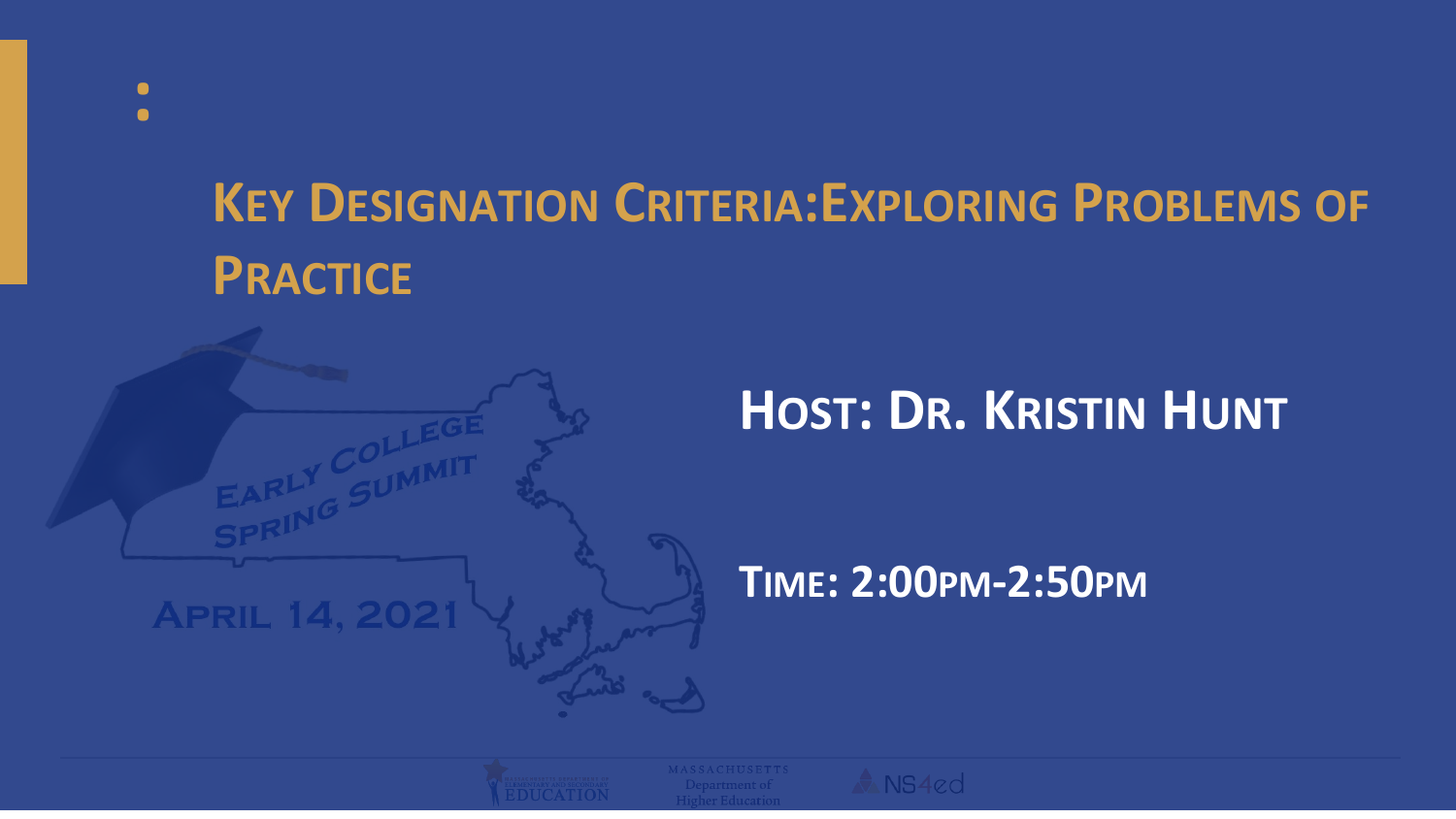# Key Designation Criteria:Exploring Problems of Practice

Early College Spring Summit

April 14, 2021

## Host: Dr. Kristin Hunt

**Time: 2:00pm-2:50pm**

Massachusetts Department of Elementary and Secondary Education

Massachusetts Department of Higher Education

NS4ed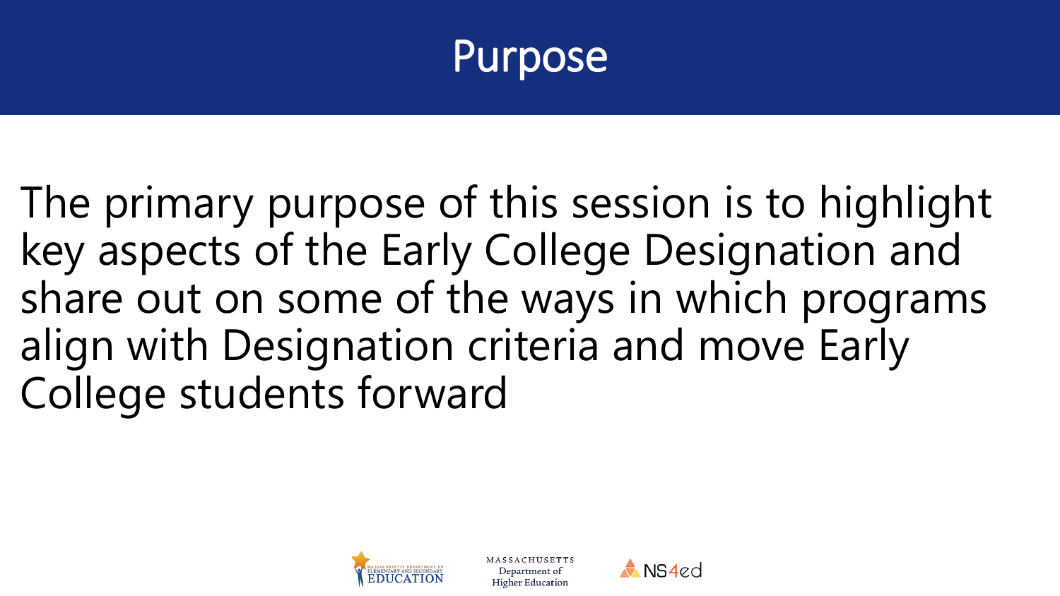# Purpose

The primary purpose of this session is to highlight key aspects of the Early College Designation and share out on some of the ways in which programs align with Designation criteria and move Early College students forward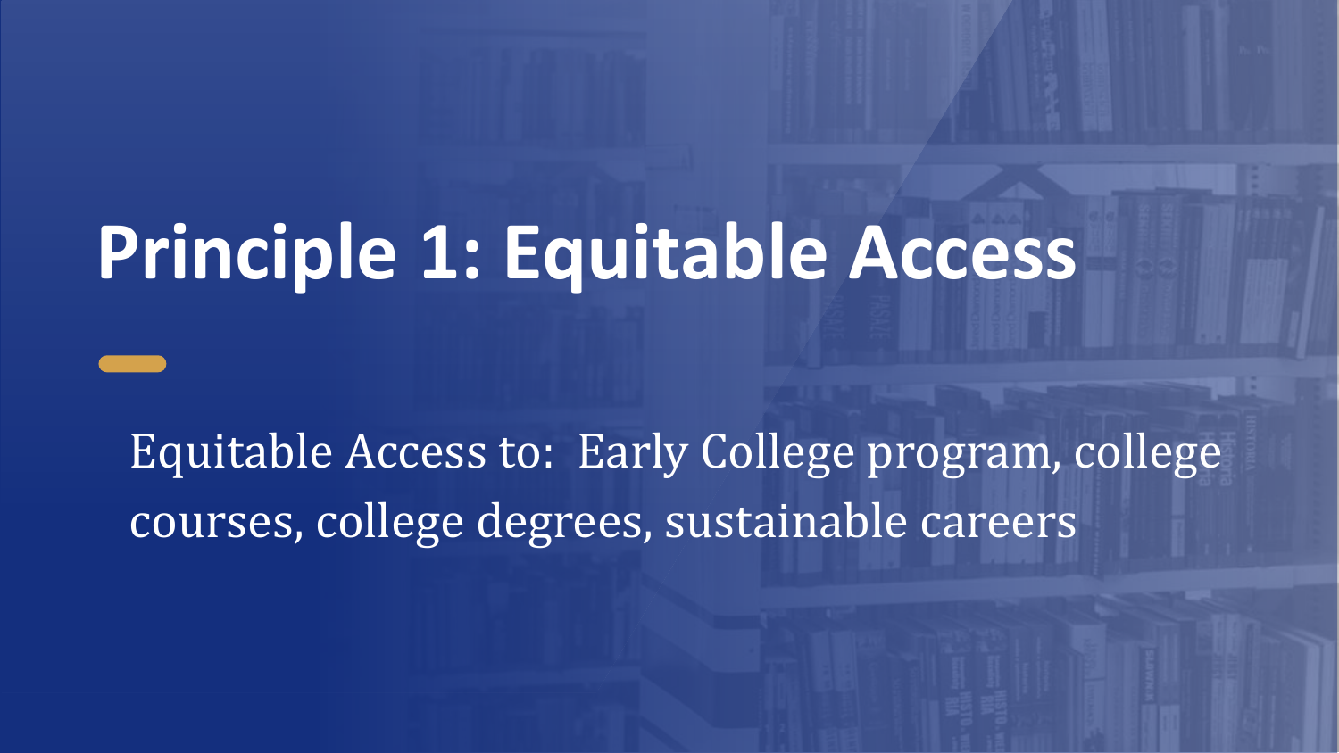# Principle 1: Equitable Access

Equitable Access to:  Early College program, college courses, college degrees, sustainable careers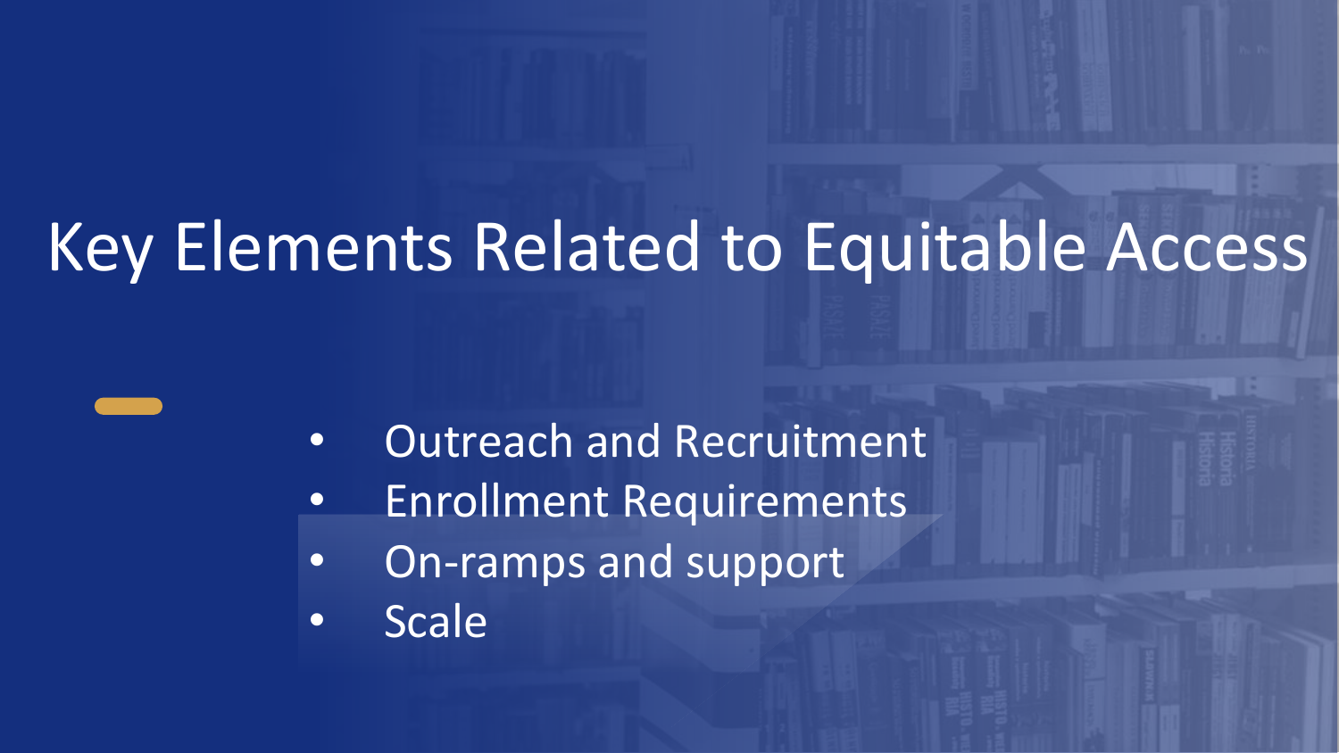# Key Elements Related to Equitable Access

- Outreach and Recruitment
- Enrollment Requirements
- On-ramps and support
- Scale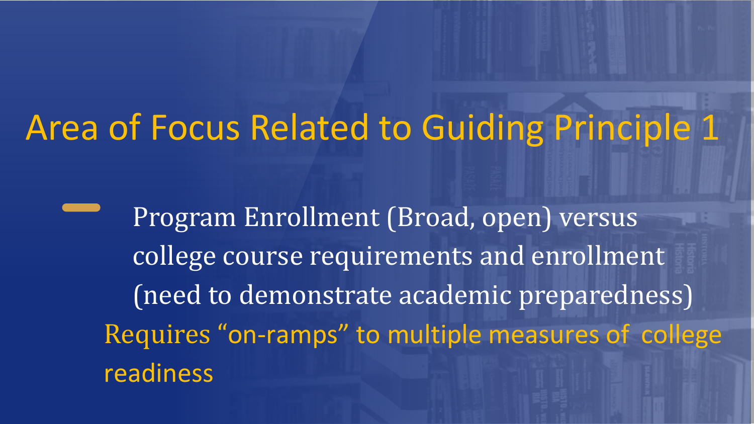# Area of Focus Related to Guiding Principle 1

- Program Enrollment (Broad, open) versus college course requirements and enrollment (need to demonstrate academic preparedness)

Requires "on-ramps" to multiple measures of college readiness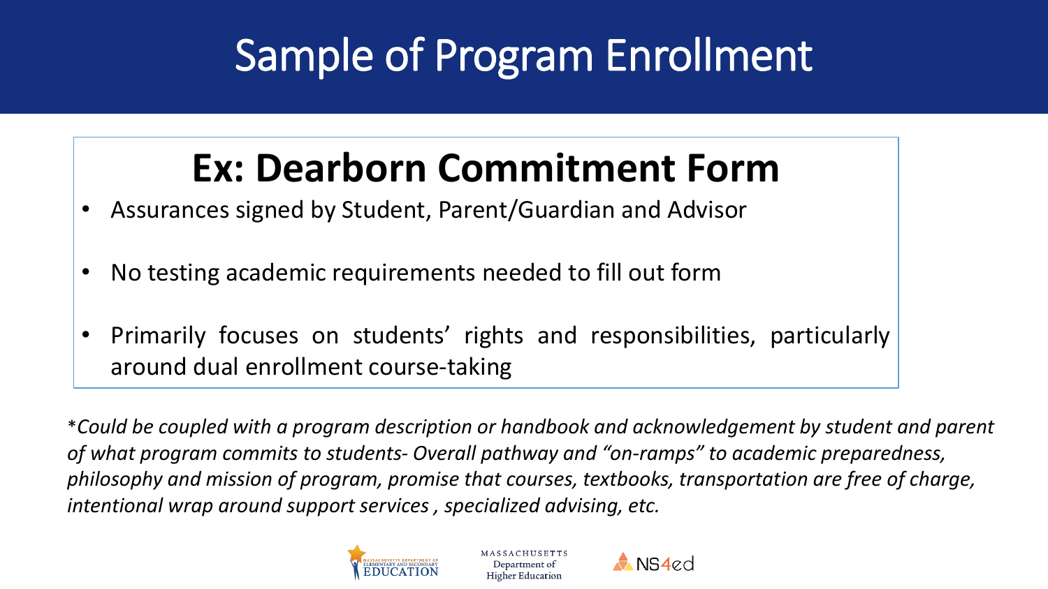# Sample of Program Enrollment

## Ex: Dearborn Commitment Form

- Assurances signed by Student, Parent/Guardian and Advisor
- No testing academic requirements needed to fill out form
- Primarily focuses on students' rights and responsibilities, particularly around dual enrollment course-taking

*\*Could be coupled with a program description or handbook and acknowledgement by student and parent of what program commits to students- Overall pathway and "on-ramps" to academic preparedness, philosophy and mission of program, promise that courses, textbooks, transportation are free of charge, intentional wrap around support services , specialized advising, etc.*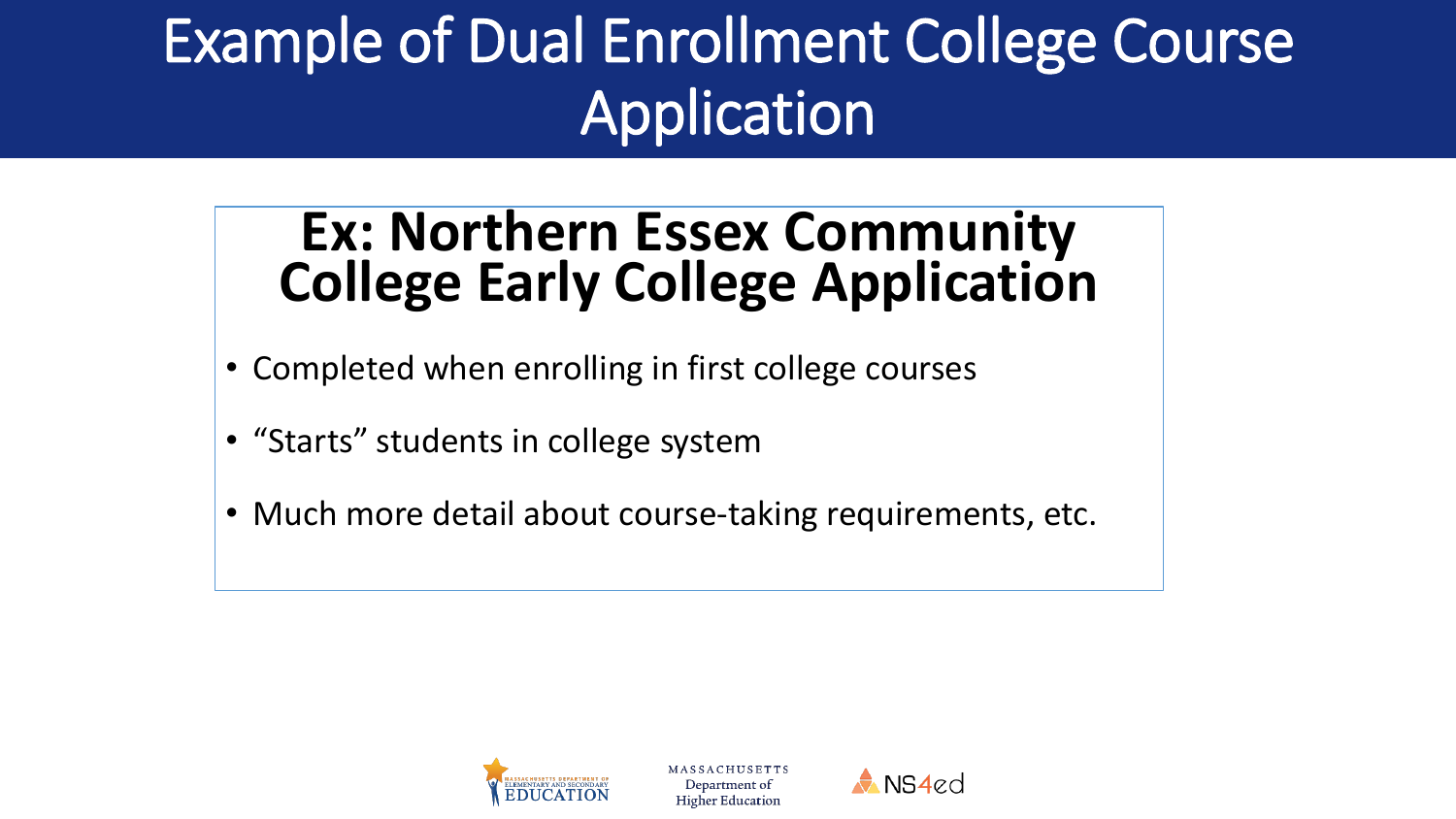# Example of Dual Enrollment College Course Application

## Ex: Northern Essex Community College Early College Application

- Completed when enrolling in first college courses
- “Starts” students in college system
- Much more detail about course-taking requirements, etc.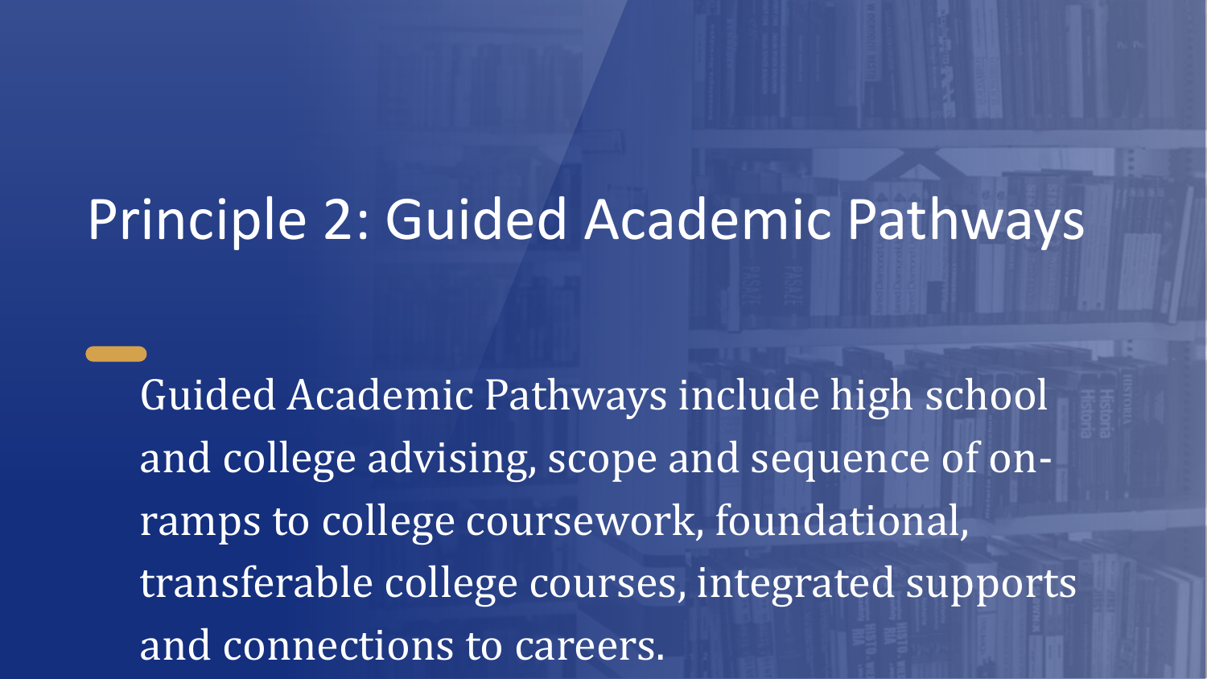# Principle 2: Guided Academic Pathways

Guided Academic Pathways include high school and college advising, scope and sequence of on-ramps to college coursework, foundational, transferable college courses, integrated supports and connections to careers.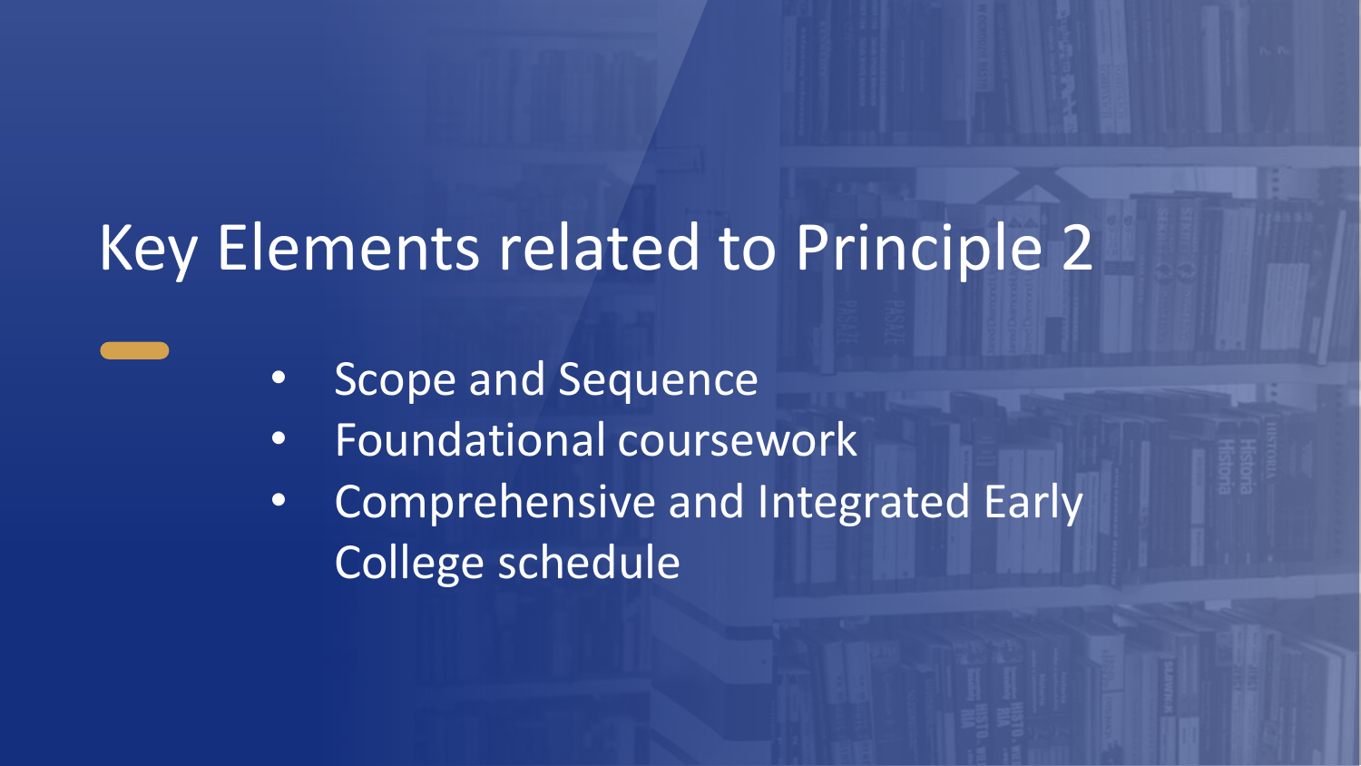# Key Elements related to Principle 2

- Scope and Sequence
- Foundational coursework
- Comprehensive and Integrated Early College schedule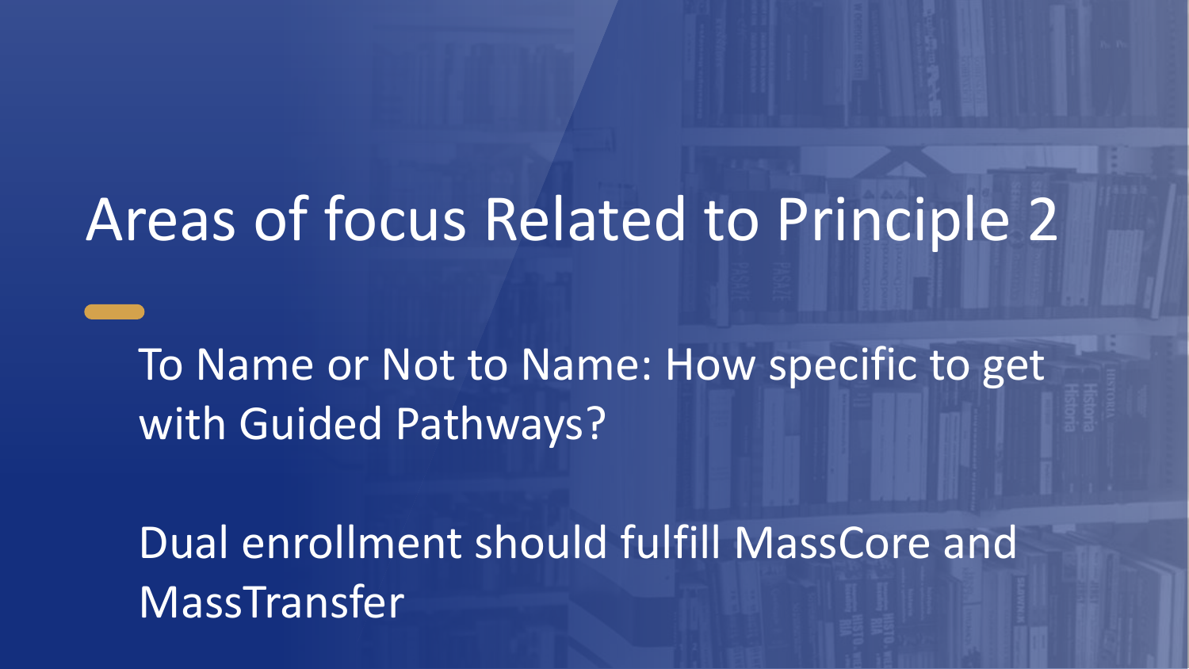# Areas of focus Related to Principle 2

To Name or Not to Name: How specific to get with Guided Pathways?

Dual enrollment should fulfill MassCore and MassTransfer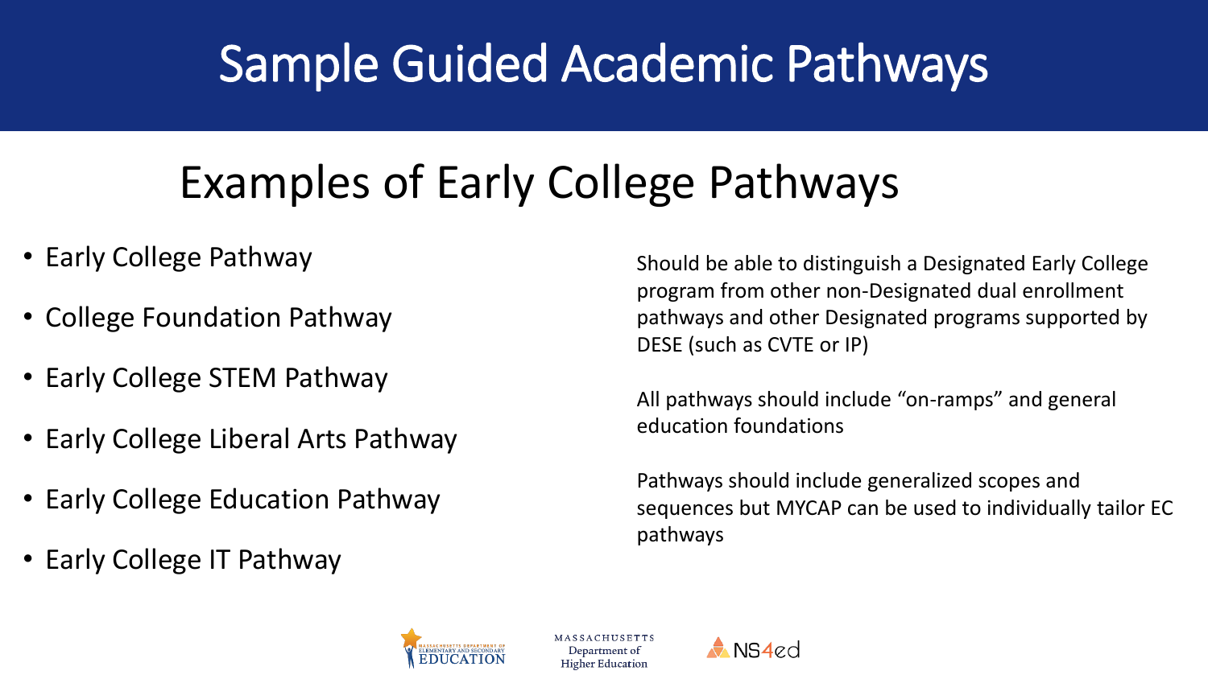# Sample Guided Academic Pathways

## Examples of Early College Pathways

- Early College Pathway
- College Foundation Pathway
- Early College STEM Pathway
- Early College Liberal Arts Pathway
- Early College Education Pathway
- Early College IT Pathway

Should be able to distinguish a Designated Early College program from other non-Designated dual enrollment pathways and other Designated programs supported by DESE (such as CVTE or IP)

All pathways should include "on-ramps" and general education foundations

Pathways should include generalized scopes and sequences but MYCAP can be used to individually tailor EC pathways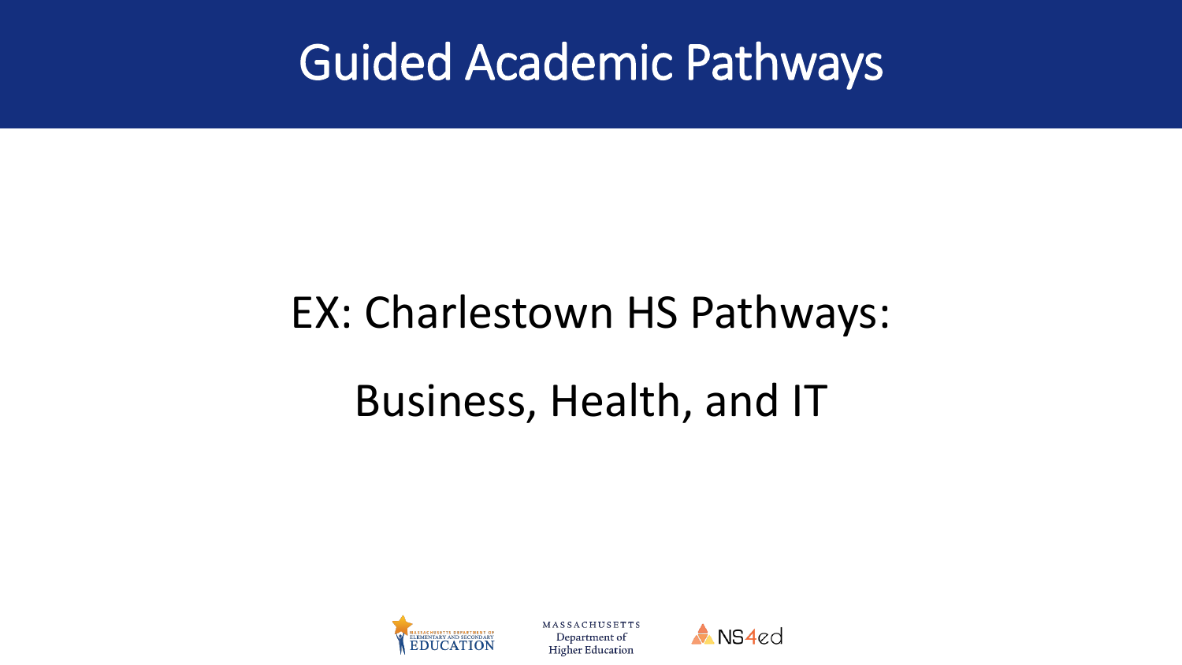# Guided Academic Pathways

EX: Charlestown HS Pathways:

Business, Health, and IT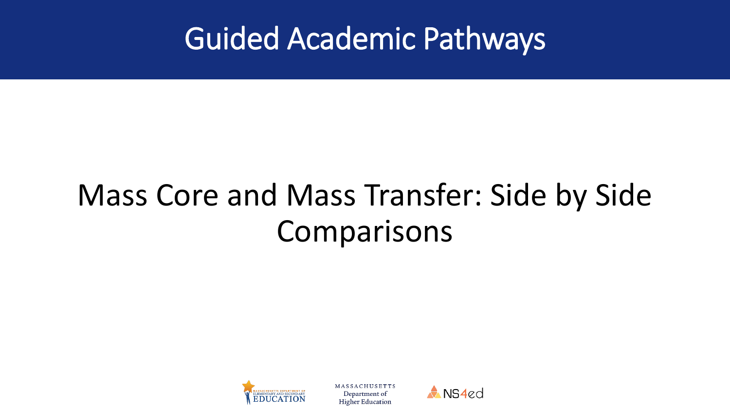# Guided Academic Pathways

## Mass Core and Mass Transfer: Side by Side Comparisons

MASSACHUSETTS DEPARTMENT OF ELEMENTARY AND SECONDARY EDUCATION

MASSACHUSETTS Department of Higher Education

NS4ed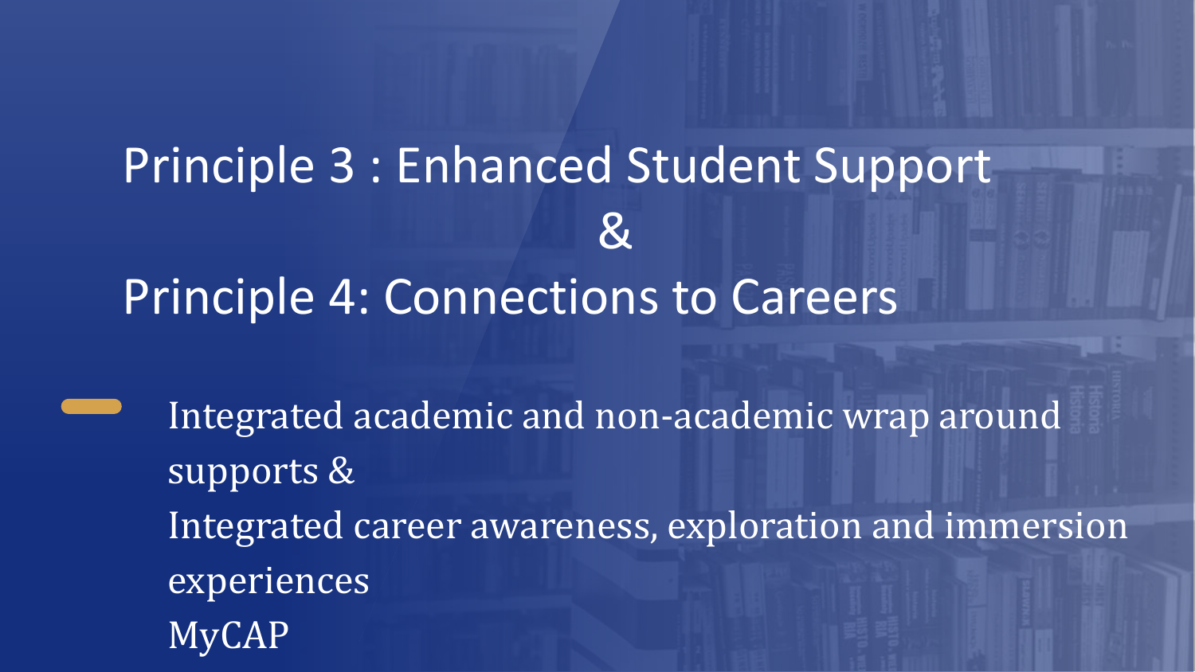# Principle 3 : Enhanced Student Support
# &
# Principle 4: Connections to Careers

- Integrated academic and non-academic wrap around supports &
  Integrated career awareness, exploration and immersion experiences
  MyCAP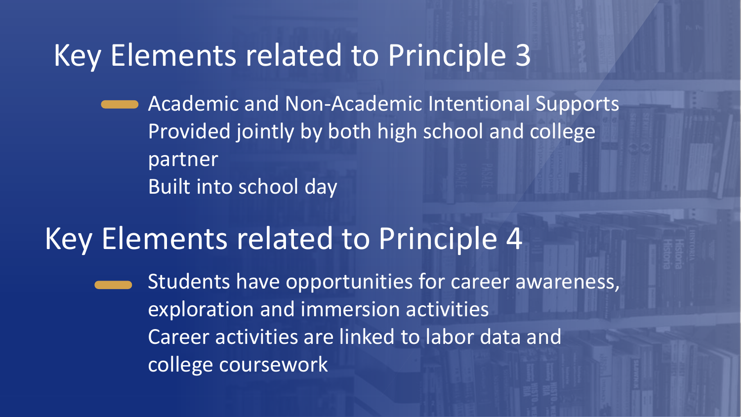# Key Elements related to Principle 3

- Academic and Non-Academic Intentional Supports
  Provided jointly by both high school and college partner
  Built into school day

# Key Elements related to Principle 4

- Students have opportunities for career awareness, exploration and immersion activities
  Career activities are linked to labor data and college coursework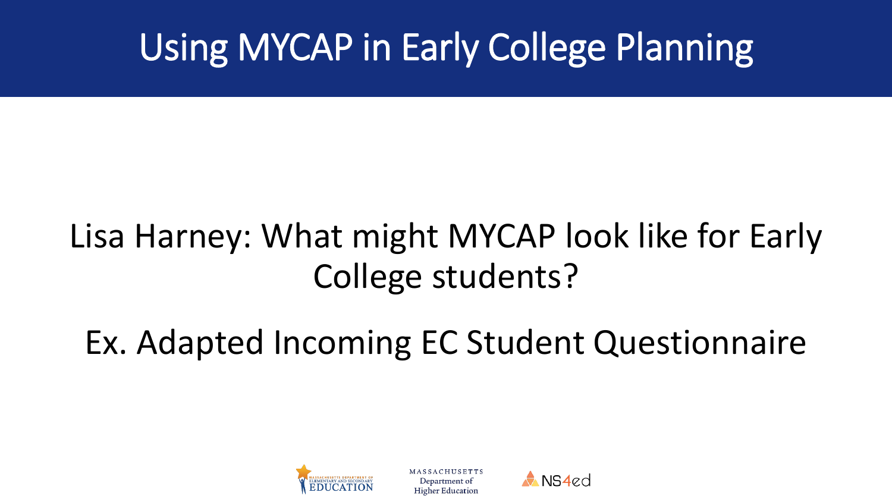# Using MYCAP in Early College Planning

Lisa Harney: What might MYCAP look like for Early College students?

Ex. Adapted Incoming EC Student Questionnaire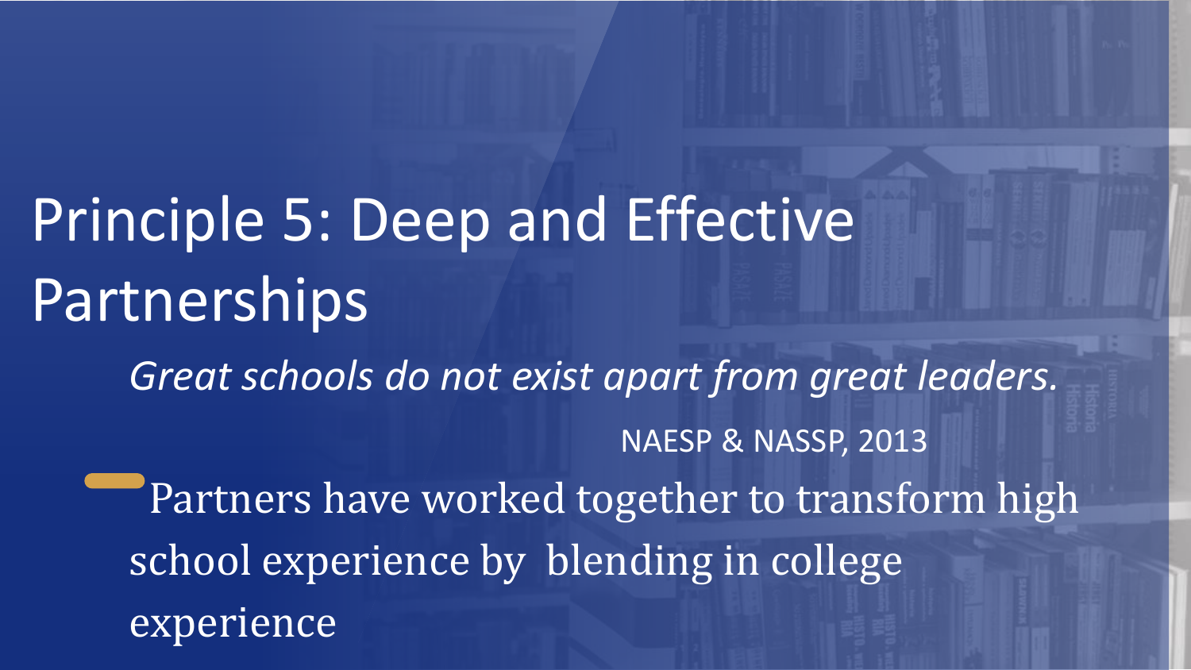# Principle 5: Deep and Effective Partnerships

*Great schools do not exist apart from great leaders.*

NAESP & NASSP, 2013

- Partners have worked together to transform high school experience by blending in college experience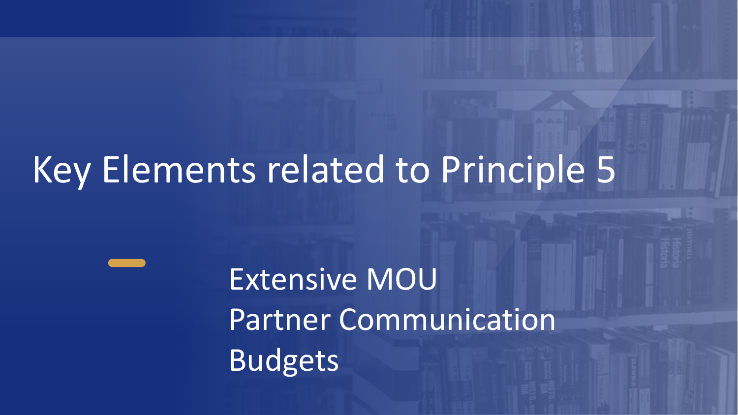# Key Elements related to Principle 5

- Extensive MOU
- Partner Communication
- Budgets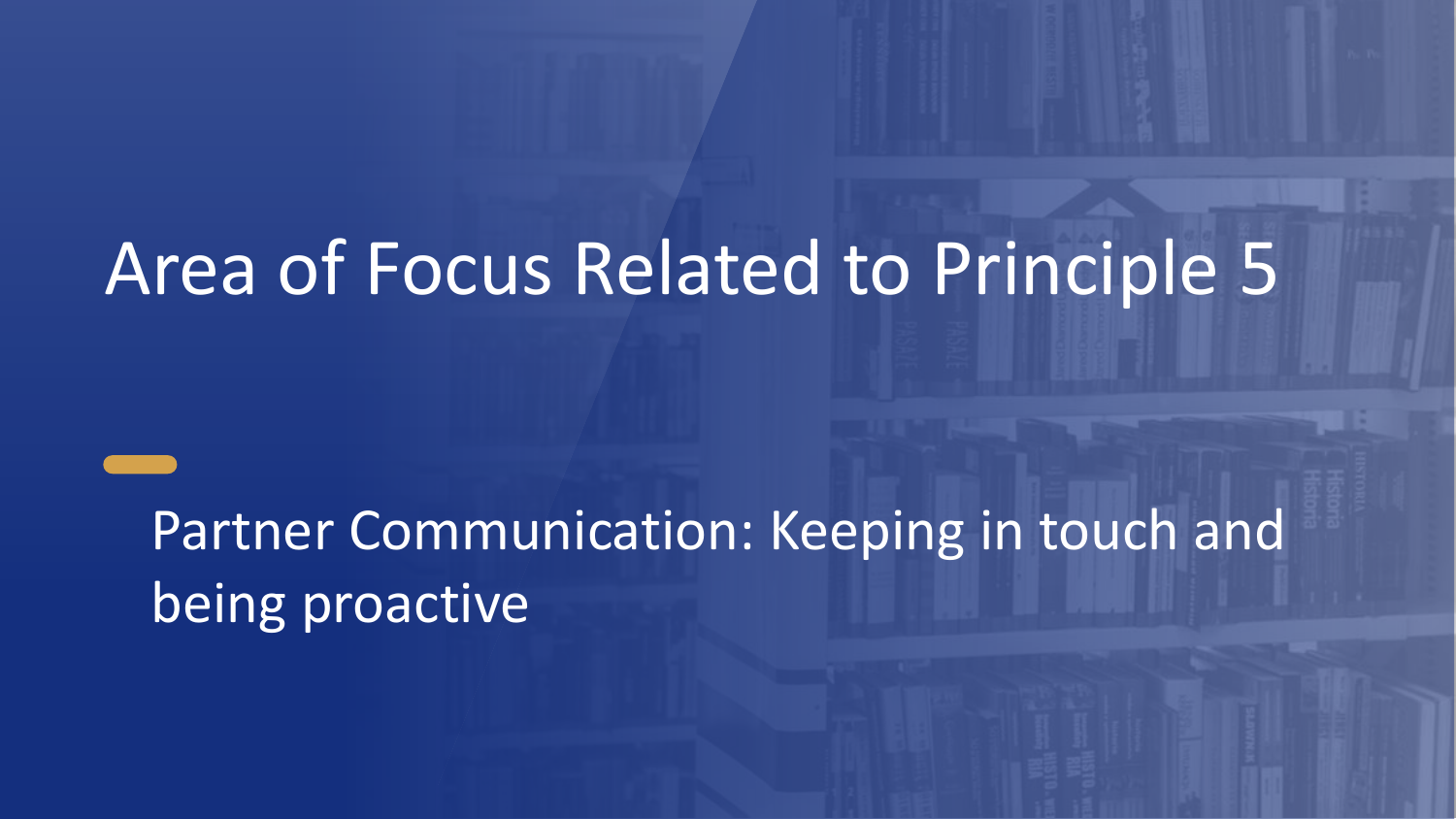# Area of Focus Related to Principle 5

Partner Communication: Keeping in touch and being proactive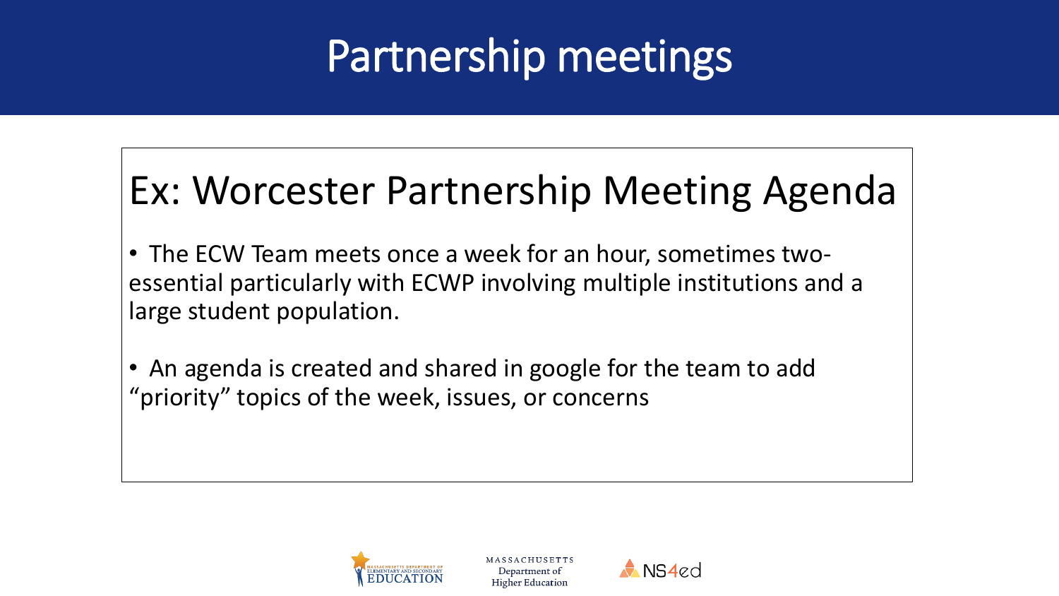# Partnership meetings

## Ex: Worcester Partnership Meeting Agenda

- The ECW Team meets once a week for an hour, sometimes two- essential particularly with ECWP involving multiple institutions and a large student population.
- An agenda is created and shared in google for the team to add "priority" topics of the week, issues, or concerns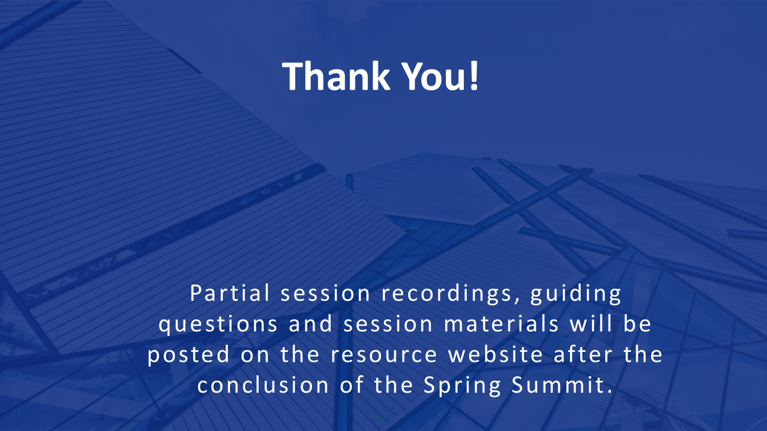# Thank You!

Partial session recordings, guiding questions and session materials will be posted on the resource website after the conclusion of the Spring Summit.